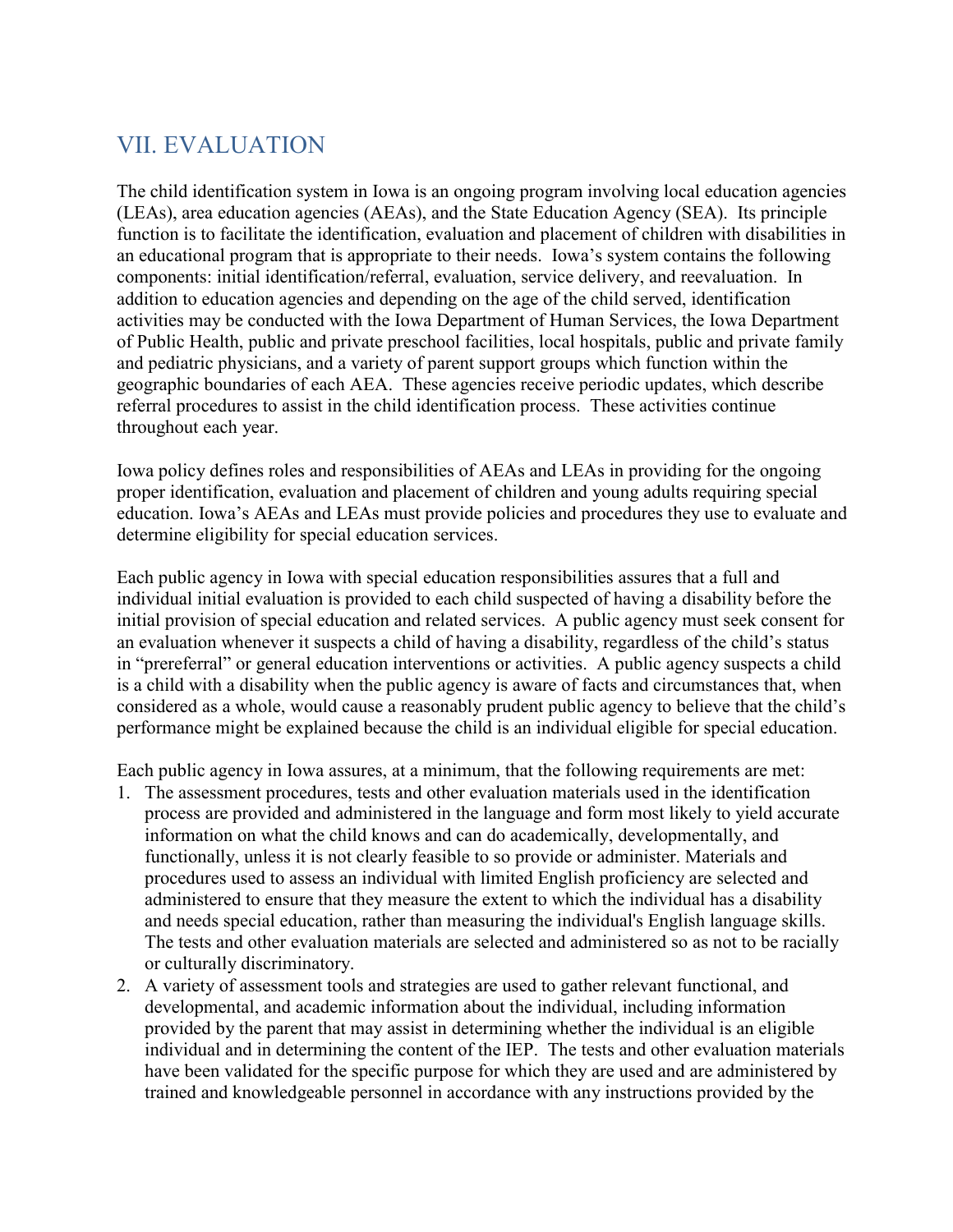# VII. EVALUATION

The child identification system in Iowa is an ongoing program involving local education agencies (LEAs), area education agencies (AEAs), and the State Education Agency (SEA). Its principle function is to facilitate the identification, evaluation and placement of children with disabilities in an educational program that is appropriate to their needs. Iowa's system contains the following components: initial identification/referral, evaluation, service delivery, and reevaluation. In addition to education agencies and depending on the age of the child served, identification activities may be conducted with the Iowa Department of Human Services, the Iowa Department of Public Health, public and private preschool facilities, local hospitals, public and private family and pediatric physicians, and a variety of parent support groups which function within the geographic boundaries of each AEA. These agencies receive periodic updates, which describe referral procedures to assist in the child identification process. These activities continue throughout each year.

Iowa policy defines roles and responsibilities of AEAs and LEAs in providing for the ongoing proper identification, evaluation and placement of children and young adults requiring special education. Iowa's AEAs and LEAs must provide policies and procedures they use to evaluate and determine eligibility for special education services.

Each public agency in Iowa with special education responsibilities assures that a full and individual initial evaluation is provided to each child suspected of having a disability before the initial provision of special education and related services. A public agency must seek consent for an evaluation whenever it suspects a child of having a disability, regardless of the child's status in "prereferral" or general education interventions or activities. A public agency suspects a child is a child with a disability when the public agency is aware of facts and circumstances that, when considered as a whole, would cause a reasonably prudent public agency to believe that the child's performance might be explained because the child is an individual eligible for special education.

Each public agency in Iowa assures, at a minimum, that the following requirements are met:

1. The assessment procedures, tests and other evaluation materials used in the identification process are provided and administered in the language and form most likely to yield accurate information on what the child knows and can do academically, developmentally, and functionally, unless it is not clearly feasible to so provide or administer. Materials and procedures used to assess an individual with limited English proficiency are selected and administered to ensure that they measure the extent to which the individual has a disability and needs special education, rather than measuring the individual's English language skills. The tests and other evaluation materials are selected and administered so as not to be racially or culturally discriminatory.
2. A variety of assessment tools and strategies are used to gather relevant functional, and developmental, and academic information about the individual, including information provided by the parent that may assist in determining whether the individual is an eligible individual and in determining the content of the IEP. The tests and other evaluation materials have been validated for the specific purpose for which they are used and are administered by trained and knowledgeable personnel in accordance with any instructions provided by the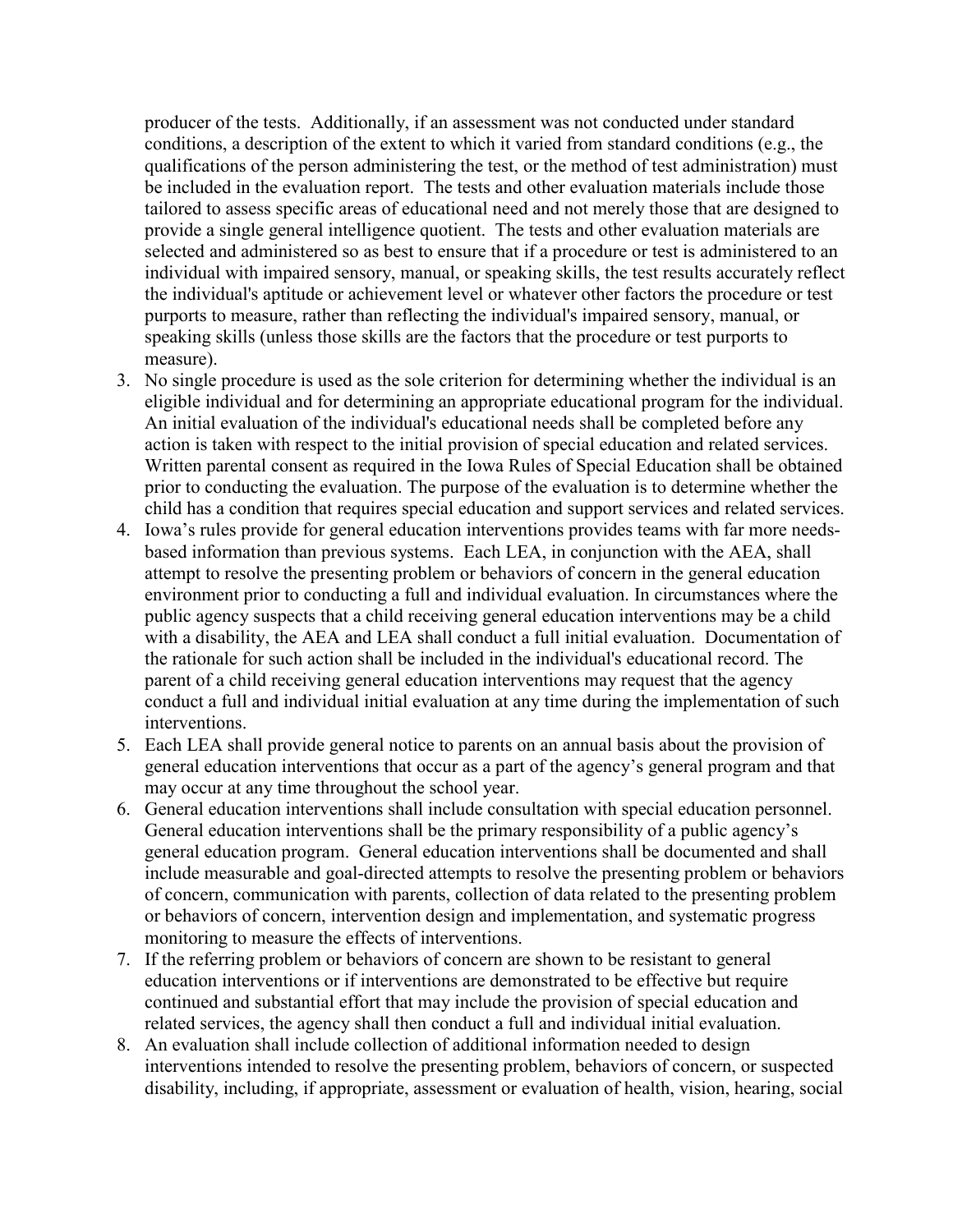producer of the tests. Additionally, if an assessment was not conducted under standard conditions, a description of the extent to which it varied from standard conditions (e.g., the qualifications of the person administering the test, or the method of test administration) must be included in the evaluation report. The tests and other evaluation materials include those tailored to assess specific areas of educational need and not merely those that are designed to provide a single general intelligence quotient. The tests and other evaluation materials are selected and administered so as best to ensure that if a procedure or test is administered to an individual with impaired sensory, manual, or speaking skills, the test results accurately reflect the individual's aptitude or achievement level or whatever other factors the procedure or test purports to measure, rather than reflecting the individual's impaired sensory, manual, or speaking skills (unless those skills are the factors that the procedure or test purports to measure).

3. No single procedure is used as the sole criterion for determining whether the individual is an eligible individual and for determining an appropriate educational program for the individual. An initial evaluation of the individual's educational needs shall be completed before any action is taken with respect to the initial provision of special education and related services. Written parental consent as required in the Iowa Rules of Special Education shall be obtained prior to conducting the evaluation. The purpose of the evaluation is to determine whether the child has a condition that requires special education and support services and related services.
4. Iowa's rules provide for general education interventions provides teams with far more needs-based information than previous systems. Each LEA, in conjunction with the AEA, shall attempt to resolve the presenting problem or behaviors of concern in the general education environment prior to conducting a full and individual evaluation. In circumstances where the public agency suspects that a child receiving general education interventions may be a child with a disability, the AEA and LEA shall conduct a full initial evaluation. Documentation of the rationale for such action shall be included in the individual's educational record. The parent of a child receiving general education interventions may request that the agency conduct a full and individual initial evaluation at any time during the implementation of such interventions.
5. Each LEA shall provide general notice to parents on an annual basis about the provision of general education interventions that occur as a part of the agency's general program and that may occur at any time throughout the school year.
6. General education interventions shall include consultation with special education personnel. General education interventions shall be the primary responsibility of a public agency's general education program. General education interventions shall be documented and shall include measurable and goal-directed attempts to resolve the presenting problem or behaviors of concern, communication with parents, collection of data related to the presenting problem or behaviors of concern, intervention design and implementation, and systematic progress monitoring to measure the effects of interventions.
7. If the referring problem or behaviors of concern are shown to be resistant to general education interventions or if interventions are demonstrated to be effective but require continued and substantial effort that may include the provision of special education and related services, the agency shall then conduct a full and individual initial evaluation.
8. An evaluation shall include collection of additional information needed to design interventions intended to resolve the presenting problem, behaviors of concern, or suspected disability, including, if appropriate, assessment or evaluation of health, vision, hearing, social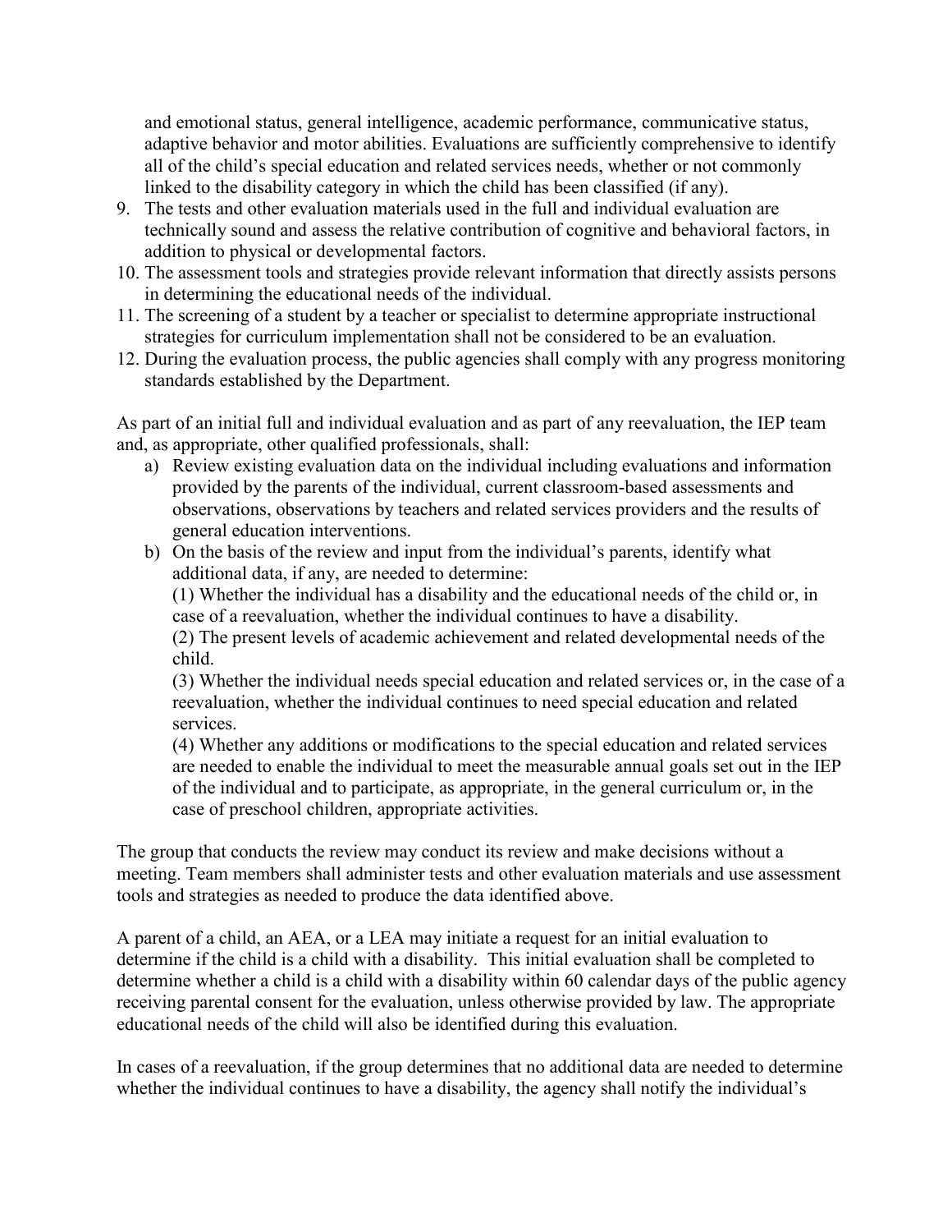and emotional status, general intelligence, academic performance, communicative status, adaptive behavior and motor abilities. Evaluations are sufficiently comprehensive to identify all of the child's special education and related services needs, whether or not commonly linked to the disability category in which the child has been classified (if any).

9. The tests and other evaluation materials used in the full and individual evaluation are technically sound and assess the relative contribution of cognitive and behavioral factors, in addition to physical or developmental factors.
10. The assessment tools and strategies provide relevant information that directly assists persons in determining the educational needs of the individual.
11. The screening of a student by a teacher or specialist to determine appropriate instructional strategies for curriculum implementation shall not be considered to be an evaluation.
12. During the evaluation process, the public agencies shall comply with any progress monitoring standards established by the Department.

As part of an initial full and individual evaluation and as part of any reevaluation, the IEP team and, as appropriate, other qualified professionals, shall:

a) Review existing evaluation data on the individual including evaluations and information provided by the parents of the individual, current classroom-based assessments and observations, observations by teachers and related services providers and the results of general education interventions.

b) On the basis of the review and input from the individual's parents, identify what additional data, if any, are needed to determine:

(1) Whether the individual has a disability and the educational needs of the child or, in case of a reevaluation, whether the individual continues to have a disability.

(2) The present levels of academic achievement and related developmental needs of the child.

(3) Whether the individual needs special education and related services or, in the case of a reevaluation, whether the individual continues to need special education and related services.

(4) Whether any additions or modifications to the special education and related services are needed to enable the individual to meet the measurable annual goals set out in the IEP of the individual and to participate, as appropriate, in the general curriculum or, in the case of preschool children, appropriate activities.

The group that conducts the review may conduct its review and make decisions without a meeting. Team members shall administer tests and other evaluation materials and use assessment tools and strategies as needed to produce the data identified above.

A parent of a child, an AEA, or a LEA may initiate a request for an initial evaluation to determine if the child is a child with a disability. This initial evaluation shall be completed to determine whether a child is a child with a disability within 60 calendar days of the public agency receiving parental consent for the evaluation, unless otherwise provided by law. The appropriate educational needs of the child will also be identified during this evaluation.

In cases of a reevaluation, if the group determines that no additional data are needed to determine whether the individual continues to have a disability, the agency shall notify the individual's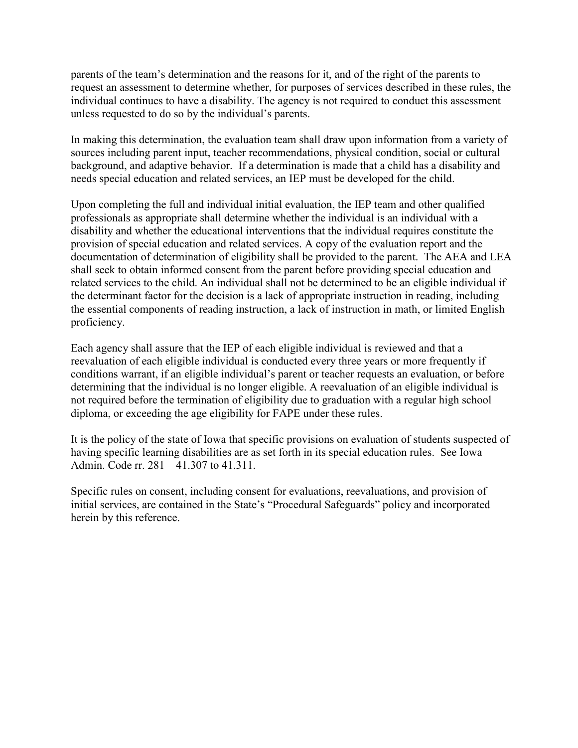parents of the team's determination and the reasons for it, and of the right of the parents to request an assessment to determine whether, for purposes of services described in these rules, the individual continues to have a disability. The agency is not required to conduct this assessment unless requested to do so by the individual's parents.

In making this determination, the evaluation team shall draw upon information from a variety of sources including parent input, teacher recommendations, physical condition, social or cultural background, and adaptive behavior. If a determination is made that a child has a disability and needs special education and related services, an IEP must be developed for the child.

Upon completing the full and individual initial evaluation, the IEP team and other qualified professionals as appropriate shall determine whether the individual is an individual with a disability and whether the educational interventions that the individual requires constitute the provision of special education and related services. A copy of the evaluation report and the documentation of determination of eligibility shall be provided to the parent. The AEA and LEA shall seek to obtain informed consent from the parent before providing special education and related services to the child. An individual shall not be determined to be an eligible individual if the determinant factor for the decision is a lack of appropriate instruction in reading, including the essential components of reading instruction, a lack of instruction in math, or limited English proficiency.

Each agency shall assure that the IEP of each eligible individual is reviewed and that a reevaluation of each eligible individual is conducted every three years or more frequently if conditions warrant, if an eligible individual's parent or teacher requests an evaluation, or before determining that the individual is no longer eligible. A reevaluation of an eligible individual is not required before the termination of eligibility due to graduation with a regular high school diploma, or exceeding the age eligibility for FAPE under these rules.

It is the policy of the state of Iowa that specific provisions on evaluation of students suspected of having specific learning disabilities are as set forth in its special education rules. See Iowa Admin. Code rr. 281—41.307 to 41.311.

Specific rules on consent, including consent for evaluations, reevaluations, and provision of initial services, are contained in the State's "Procedural Safeguards" policy and incorporated herein by this reference.